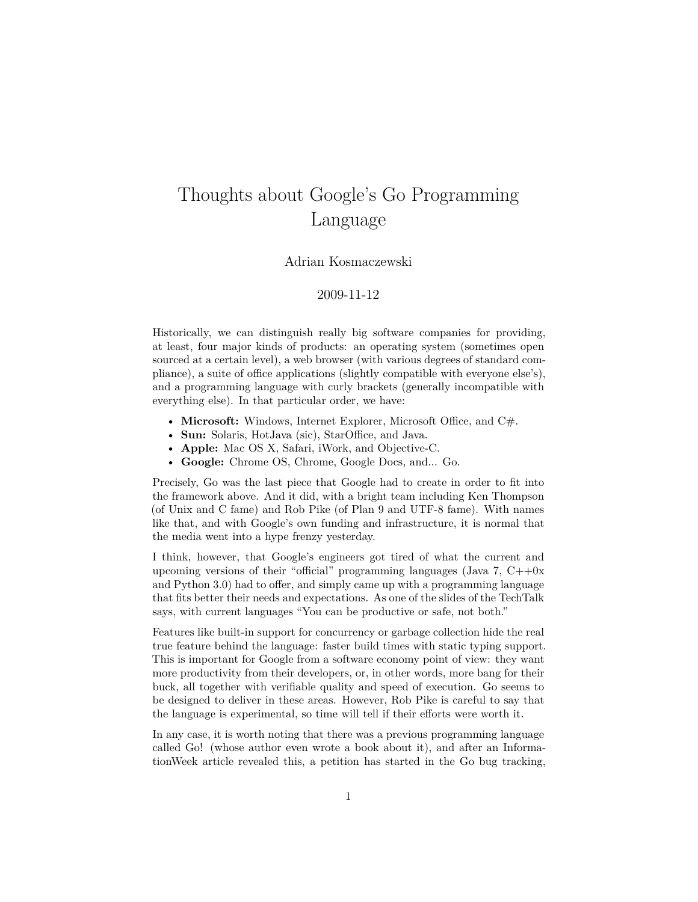# Thoughts about Google's Go Programming Language

Adrian Kosmaczewski

2009-11-12

Historically, we can distinguish really big software companies for providing, at least, four major kinds of products: an operating system (sometimes open sourced at a certain level), a web browser (with various degrees of standard compliance), a suite of office applications (slightly compatible with everyone else's), and a programming language with curly brackets (generally incompatible with everything else). In that particular order, we have:

- **Microsoft:** Windows, Internet Explorer, Microsoft Office, and C#.
- **Sun:** Solaris, HotJava (sic), StarOffice, and Java.
- **Apple:** Mac OS X, Safari, iWork, and Objective-C.
- **Google:** Chrome OS, Chrome, Google Docs, and... Go.

Precisely, Go was the last piece that Google had to create in order to fit into the framework above. And it did, with a bright team including Ken Thompson (of Unix and C fame) and Rob Pike (of Plan 9 and UTF-8 fame). With names like that, and with Google's own funding and infrastructure, it is normal that the media went into a hype frenzy yesterday.

I think, however, that Google's engineers got tired of what the current and upcoming versions of their "official" programming languages (Java 7, C++0x and Python 3.0) had to offer, and simply came up with a programming language that fits better their needs and expectations. As one of the slides of the TechTalk says, with current languages "You can be productive or safe, not both."

Features like built-in support for concurrency or garbage collection hide the real true feature behind the language: faster build times with static typing support. This is important for Google from a software economy point of view: they want more productivity from their developers, or, in other words, more bang for their buck, all together with verifiable quality and speed of execution. Go seems to be designed to deliver in these areas. However, Rob Pike is careful to say that the language is experimental, so time will tell if their efforts were worth it.

In any case, it is worth noting that there was a previous programming language called Go! (whose author even wrote a book about it), and after an InformationWeek article revealed this, a petition has started in the Go bug tracking,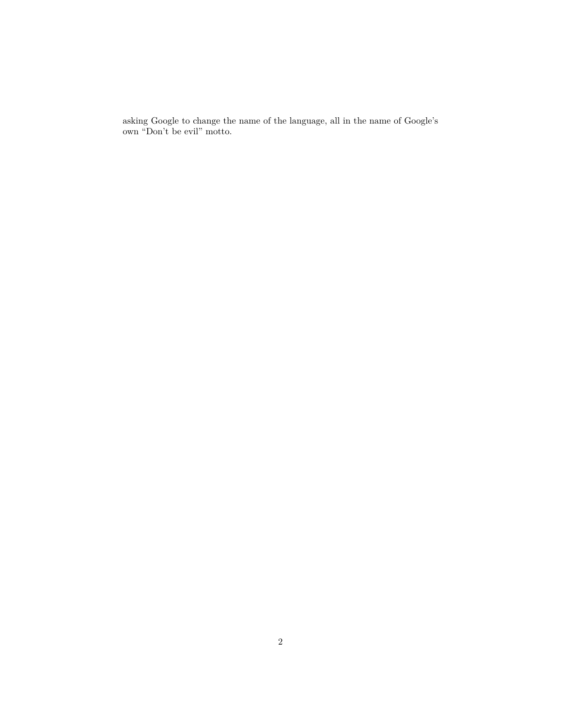asking Google to change the name of the language, all in the name of Google's own "Don't be evil" motto.